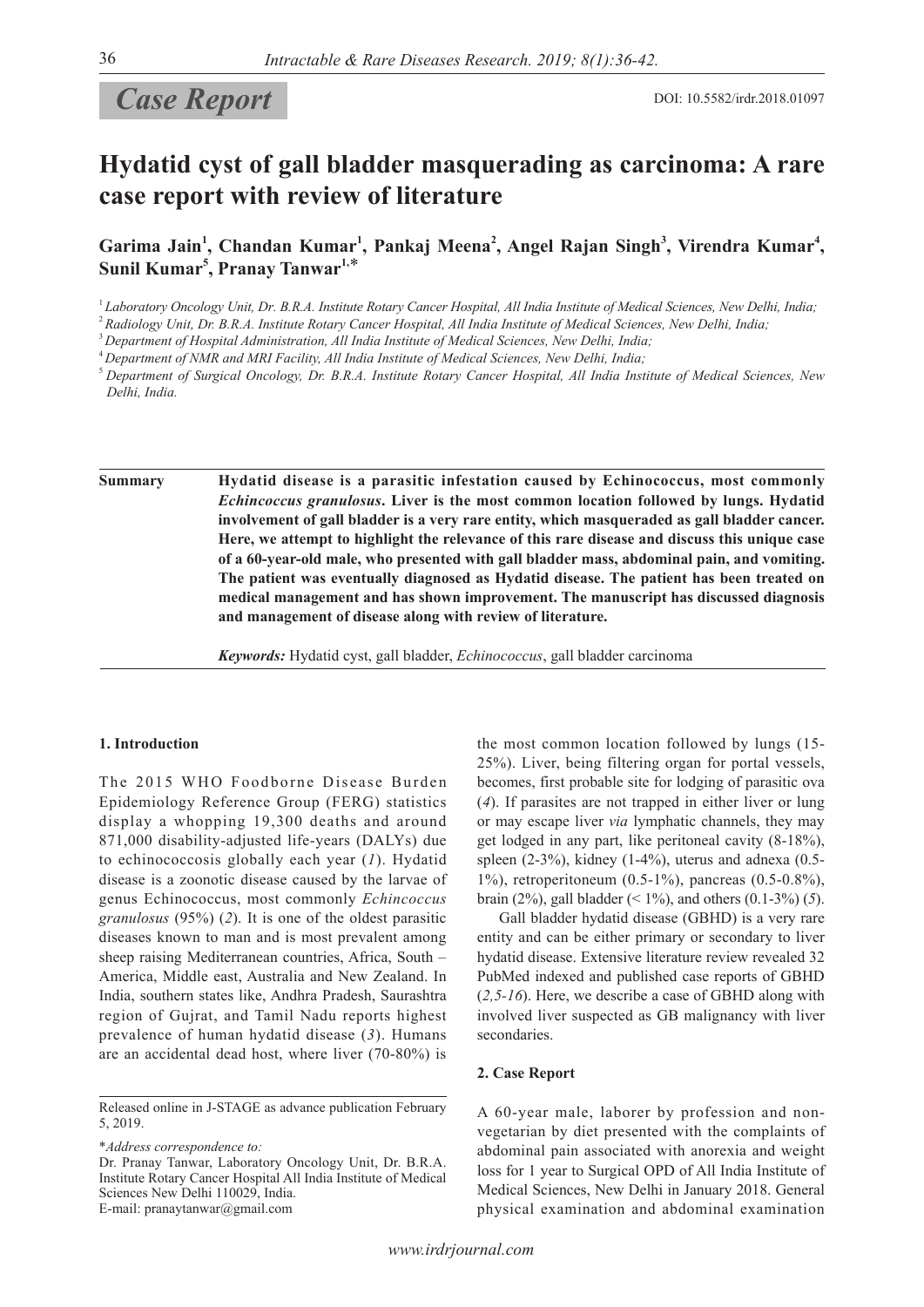*Case Report*

DOI: 10.5582/irdr.2018.01097

# Hydatid cyst of gall bladder masquerading as carcinoma: A rare case report with review of literature

**Garima Jain[1], Chandan Kumar[1], Pankaj Meena[2], Angel Rajan Singh[3], Virendra Kumar[4], Sunil Kumar[5], Pranay Tanwar[1,]***

[1] *Laboratory Oncology Unit, Dr. B.R.A. Institute Rotary Cancer Hospital, All India Institute of Medical Sciences, New Delhi, India;*
[2] *Radiology Unit, Dr. B.R.A. Institute Rotary Cancer Hospital, All India Institute of Medical Sciences, New Delhi, India;*
[3] *Department of Hospital Administration, All India Institute of Medical Sciences, New Delhi, India;*
[4] *Department of NMR and MRI Facility, All India Institute of Medical Sciences, New Delhi, India;*
[5] *Department of Surgical Oncology, Dr. B.R.A. Institute Rotary Cancer Hospital, All India Institute of Medical Sciences, New Delhi, India.*

**Summary** **Hydatid disease is a parasitic infestation caused by Echinococcus, most commonly *Echinococcus granulosus*. Liver is the most common location followed by lungs. Hydatid involvement of gall bladder is a very rare entity, which masqueraded as gall bladder cancer. Here, we attempt to highlight the relevance of this rare disease and discuss this unique case of a 60-year-old male, who presented with gall bladder mass, abdominal pain, and vomiting. The patient was eventually diagnosed as Hydatid disease. The patient has been treated on medical management and has shown improvement. The manuscript has discussed diagnosis and management of disease along with review of literature.**

***Keywords:*** Hydatid cyst, gall bladder, *Echinococcus*, gall bladder carcinoma

## 1. Introduction

The 2015 WHO Foodborne Disease Burden Epidemiology Reference Group (FERG) statistics display a whopping 19,300 deaths and around 871,000 disability-adjusted life-years (DALYs) due to echinococcosis globally each year (*1*). Hydatid disease is a zoonotic disease caused by the larvae of genus Echinococcus, most commonly *Echincoccus granulosus* (95%) (*2*). It is one of the oldest parasitic diseases known to man and is most prevalent among sheep raising Mediterranean countries, Africa, South – America, Middle east, Australia and New Zealand. In India, southern states like, Andhra Pradesh, Saurashtra region of Gujrat, and Tamil Nadu reports highest prevalence of human hydatid disease (*3*). Humans are an accidental dead host, where liver (70-80%) is the most common location followed by lungs (15-25%). Liver, being filtering organ for portal vessels, becomes, first probable site for lodging of parasitic ova (*4*). If parasites are not trapped in either liver or lung or may escape liver *via* lymphatic channels, they may get lodged in any part, like peritoneal cavity (8-18%), spleen (2-3%), kidney (1-4%), uterus and adnexa (0.5-1%), retroperitoneum (0.5-1%), pancreas (0.5-0.8%), brain (2%), gall bladder (< 1%), and others (0.1-3%) (*5*).

Gall bladder hydatid disease (GBHD) is a very rare entity and can be either primary or secondary to liver hydatid disease. Extensive literature review revealed 32 PubMed indexed and published case reports of GBHD (*2,5-16*). Here, we describe a case of GBHD along with involved liver suspected as GB malignancy with liver secondaries.

## 2. Case Report

A 60-year male, laborer by profession and non-vegetarian by diet presented with the complaints of abdominal pain associated with anorexia and weight loss for 1 year to Surgical OPD of All India Institute of Medical Sciences, New Delhi in January 2018. General physical examination and abdominal examination

Released online in J-STAGE as advance publication February 5, 2019.

\**Address correspondence to:*
Dr. Pranay Tanwar, Laboratory Oncology Unit, Dr. B.R.A. Institute Rotary Cancer Hospital All India Institute of Medical Sciences New Delhi 110029, India.
E-mail: pranaytanwar@gmail.com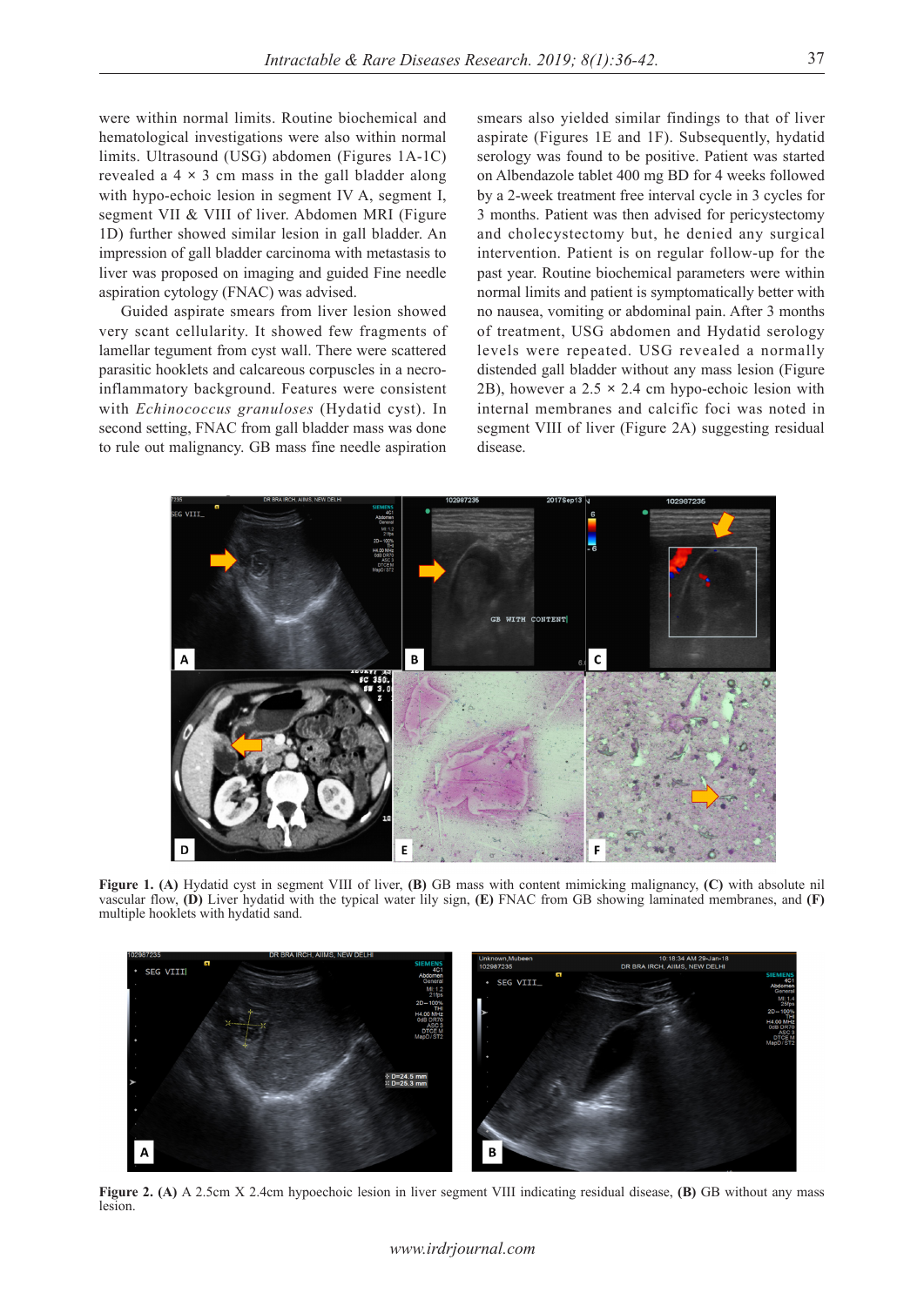were within normal limits. Routine biochemical and hematological investigations were also within normal limits. Ultrasound (USG) abdomen (Figures 1A-1C) revealed a 4 × 3 cm mass in the gall bladder along with hypo-echoic lesion in segment IV A, segment I, segment VII & VIII of liver. Abdomen MRI (Figure 1D) further showed similar lesion in gall bladder. An impression of gall bladder carcinoma with metastasis to liver was proposed and guided Fine needle aspiration cytology (FNAC) was advised.

Guided aspirate smears from liver lesion showed very scant cellularity. It showed few fragments of lamellar tegument from cyst wall. There were scattered parasitic hooklets and calcareous corpuscles in a necro-inflammatory background. Features were consistent with *Echinococcus granuloses* (Hydatid cyst). In second setting, FNAC from gall bladder mass was done to rule out malignancy. GB mass fine needle aspiration smears also yielded similar findings to that of liver aspirate (Figures 1E and 1F). Subsequently, hydatid serology was found to be positive. Patient was started on Albendazole tablet 400 mg BD for 4 weeks followed by a 2-week treatment free interval cycle in 3 cycles for 3 months. Patient was then advised for pericystectomy and cholecystectomy but, he denied any surgical intervention. Patient is on regular follow-up for the past year. Routine biochemical parameters were within normal limits and patient is symptomatically better with no nausea, vomiting or abdominal pain. After 3 months of treatment, USG abdomen and Hydatid serology levels were repeated. USG revealed a normally distended gall bladder without any mass lesion (Figure 2B), however a 2.5 × 2.4 cm hypo-echoic lesion with internal membranes and calcific foci was noted in segment VIII of liver (Figure 2A) suggesting residual disease.

**Figure 1. (A)** Hydatid cyst in segment VIII of liver, **(B)** GB mass with content mimicking malignancy, **(C)** with absolute nil vascular flow, **(D)** Liver hydatid with the typical water lily sign, **(E)** FNAC from GB showing laminated membranes, and **(F)** multiple hooklets with hydatid sand.

**Figure 2. (A)** A 2.5cm X 2.4cm hypoechoic lesion in liver segment VIII indicating residual disease, **(B)** GB without any mass lesion.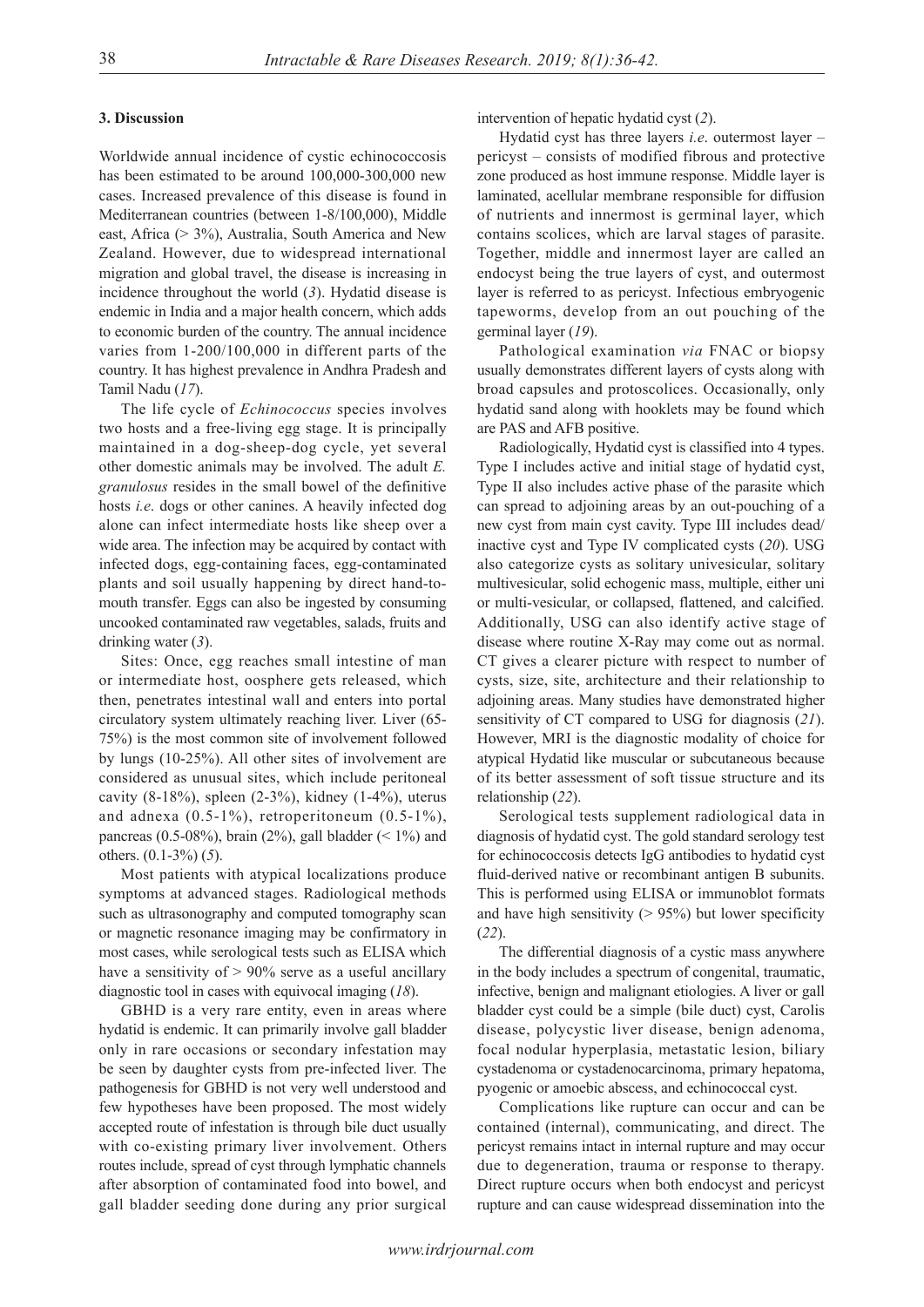## 3. Discussion

Worldwide annual incidence of cystic echinococcosis has been estimated to be around 100,000-300,000 new cases. Increased prevalence of this disease is found in Mediterranean countries (between 1-8/100,000), Middle east, Africa (> 3%), Australia, South America and New Zealand. However, due to widespread international migration and global travel, the disease is increasing in incidence throughout the world (*3*). Hydatid disease is endemic in India and a major health concern, which adds to economic burden of the country. The annual incidence varies from 1-200/100,000 in different parts of the country. It has highest prevalence in Andhra Pradesh and Tamil Nadu (*17*).

The life cycle of *Echinococcus* species involves two hosts and a free-living egg stage. It is principally maintained in a dog-sheep-dog cycle, yet several other domestic animals may be involved. The adult *E. granulosus* resides in the small bowel of the definitive hosts *i.e*. dogs or other canines. A heavily infected dog alone can infect intermediate hosts like sheep over a wide area. The infection may be acquired by contact with infected dogs, egg-containing faces, egg-contaminated plants and soil usually happening by direct hand-to-mouth transfer. Eggs can also be ingested by consuming uncooked contaminated raw vegetables, salads, fruits and drinking water (*3*).

Sites: Once, egg reaches small intestine of man or intermediate host, oosphere gets released, which then, penetrates intestinal wall and enters into portal circulatory system ultimately reaching liver. Liver (65-75%) is the most common site of involvement followed by lungs (10-25%). All other sites of involvement are considered as unusual sites, which include peritoneal cavity (8-18%), spleen (2-3%), kidney (1-4%), uterus and adnexa (0.5-1%), retroperitoneum (0.5-1%), pancreas (0.5-08%), brain (2%), gall bladder (< 1%) and others. (0.1-3%) (*5*).

Most patients with atypical localizations produce symptoms at advanced stages. Radiological methods such as ultrasonography and computed tomography scan or magnetic resonance imaging may be confirmatory in most cases, while serological tests such as ELISA which have a sensitivity of > 90% serve as a useful ancillary diagnostic tool in cases with equivocal imaging (*18*).

GBHD is a very rare entity, even in areas where hydatid is endemic. It can primarily involve gall bladder only in rare occasions or secondary infestation may be seen by daughter cysts from pre-infected liver. The pathogenesis for GBHD is not very well understood and few hypotheses have been proposed. The most widely accepted route of infestation is through bile duct usually with co-existing primary liver involvement. Others routes include, spread of cyst through lymphatic channels after absorption of contaminated food into bowel, and gall bladder seeding done during any prior surgical intervention of hepatic hydatid cyst (*2*).

Hydatid cyst has three layers *i.e*. outermost layer – pericyst – consists of modified fibrous and protective zone produced as host immune response. Middle layer is laminated, acellular membrane responsible for diffusion of nutrients and innermost is germinal layer, which contains scolices, which are larval stages of parasite. Together, middle and innermost layer are called an endocyst being the true layers of cyst, and outermost layer is referred to as pericyst. Infectious embryogenic tapeworms, develop from an out pouching of the germinal layer (*19*).

Pathological examination *via* FNAC or biopsy usually demonstrates different layers of cysts along with broad capsules and protoscolices. Occasionally, only hydatid sand along with hooklets may be found which are PAS and AFB positive.

Radiologically, Hydatid cyst is classified into 4 types. Type I includes active and initial stage of hydatid cyst, Type II also includes active phase of the parasite which can spread to adjoining areas by an out-pouching of a new cyst from main cyst cavity. Type III includes dead/inactive cyst and Type IV complicated cysts (*20*). USG also categorize cysts as solitary univesicular, solitary multivesicular, solid echogenic mass, multiple, either uni or multi-vesicular, or collapsed, flattened, and calcified. Additionally, USG can also identify active stage of disease where routine X-Ray may come out as normal. CT gives a clearer picture with respect to number of cysts, size, site, architecture and their relationship to adjoining areas. Many studies have demonstrated higher sensitivity of CT compared to USG for diagnosis (*21*). However, MRI is the diagnostic modality of choice for atypical Hydatid like muscular or subcutaneous because of its better assessment of soft tissue structure and its relationship (*22*).

Serological tests supplement radiological data in diagnosis of hydatid cyst. The gold standard serology test for echinococcosis detects IgG antibodies to hydatid cyst fluid-derived native or recombinant antigen B subunits. This is performed using ELISA or immunoblot formats and have high sensitivity (> 95%) but lower specificity (*22*).

The differential diagnosis of a cystic mass anywhere in the body includes a spectrum of congenital, traumatic, infective, benign and malignant etiologies. A liver or gall bladder cyst could be a simple (bile duct) cyst, Carolis disease, polycystic liver disease, benign adenoma, focal nodular hyperplasia, metastatic lesion, biliary cystadenoma or cystadenocarcinoma, primary hepatoma, pyogenic or amoebic abscess, and echinococcal cyst.

Complications like rupture can occur and can be contained (internal), communicating, and direct. The pericyst remains intact in internal rupture and may occur due to degeneration, trauma or response to therapy. Direct rupture occurs when both endocyst and pericyst rupture and can cause widespread dissemination into the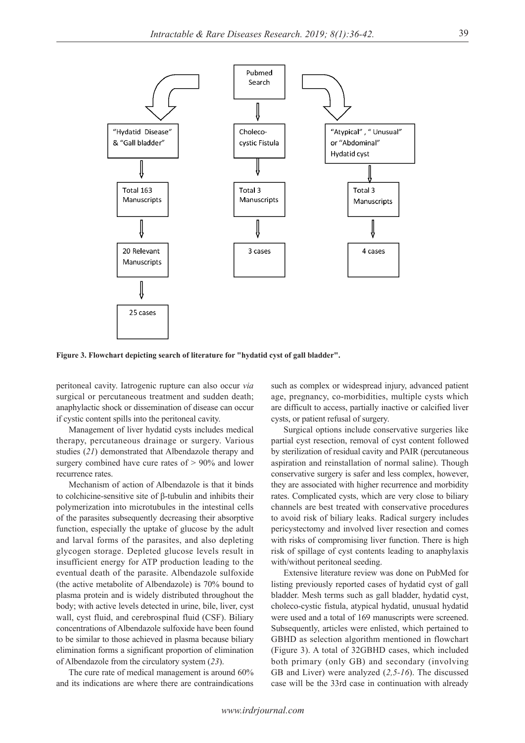Pubmed Search

- "Hydatid Disease" & "Gall bladder" → Total 163 Manuscripts → 20 Relevant Manuscripts → 25 cases
- Choleco-cystic Fistula → Total 3 Manuscripts → 3 cases
- "Atypical", " Unusual" or "Abdominal" Hydatid cyst → Total 3 Manuscripts → 4 cases

**Figure 3. Flowchart depicting search of literature for "hydatid cyst of gall bladder".**

peritoneal cavity. Iatrogenic rupture can also occur *via* surgical or percutaneous treatment and sudden death; anaphylactic shock or dissemination of disease can occur if cystic content spills into the peritoneal cavity.

Management of liver hydatid cysts includes medical therapy, percutaneous drainage or surgery. Various studies (*21*) demonstrated that Albendazole therapy and surgery combined have cure rates of > 90% and lower recurrence rates.

Mechanism of action of Albendazole is that it binds to colchicine-sensitive site of β-tubulin and inhibits their polymerization into microtubules in the intestinal cells of the parasites subsequently decreasing their absorptive function, especially the uptake of glucose by the adult and larval forms of the parasites, and also depleting glycogen storage. Depleted glucose levels result in insufficient energy for ATP production leading to the eventual death of the parasite. Albendazole sulfoxide (the active metabolite of Albendazole) is 70% bound to plasma protein and is widely distributed throughout the body; with active levels detected in urine, bile, liver, cyst wall, cyst fluid, and cerebrospinal fluid (CSF). Biliary concentrations of Albendazole sulfoxide have been found to be similar to those achieved in plasma because biliary elimination forms a significant proportion of elimination of Albendazole from the circulatory system (*23*).

The cure rate of medical management is around 60% and its indications are where there are contraindications such as complex or widespread injury, advanced patient age, pregnancy, co-morbidities, multiple cysts which are difficult to access, partially inactive or calcified liver cysts, or patient refusal of surgery.

Surgical options include conservative surgeries like partial cyst resection, removal of cyst content followed by sterilization of residual cavity and PAIR (percutaneous aspiration and reinstallation of normal saline). Though conservative surgery is safer and less complex, however, they are associated with higher recurrence and morbidity rates. Complicated cysts, which are very close to biliary channels are best treated with conservative procedures to avoid risk of biliary leaks. Radical surgery includes pericystectomy and involved liver resection and comes with risks of compromising liver function. There is high risk of spillage of cyst contents leading to anaphylaxis with/without peritoneal seeding.

Extensive literature review was done on PubMed for listing previously reported cases of hydatid cyst of gall bladder. Mesh terms such as gall bladder, hydatid cyst, choleco-cystic fistula, atypical hydatid, unusual hydatid were used and a total of 169 manuscripts were screened. Subsequently, articles were enlisted, which pertained to GBHD as selection algorithm mentioned in flowchart (Figure 3). A total of 32GBHD cases, which included both primary (only GB) and secondary (involving GB and Liver) were analyzed (*2,5-16*). The discussed case will be the 33rd case in continuation with already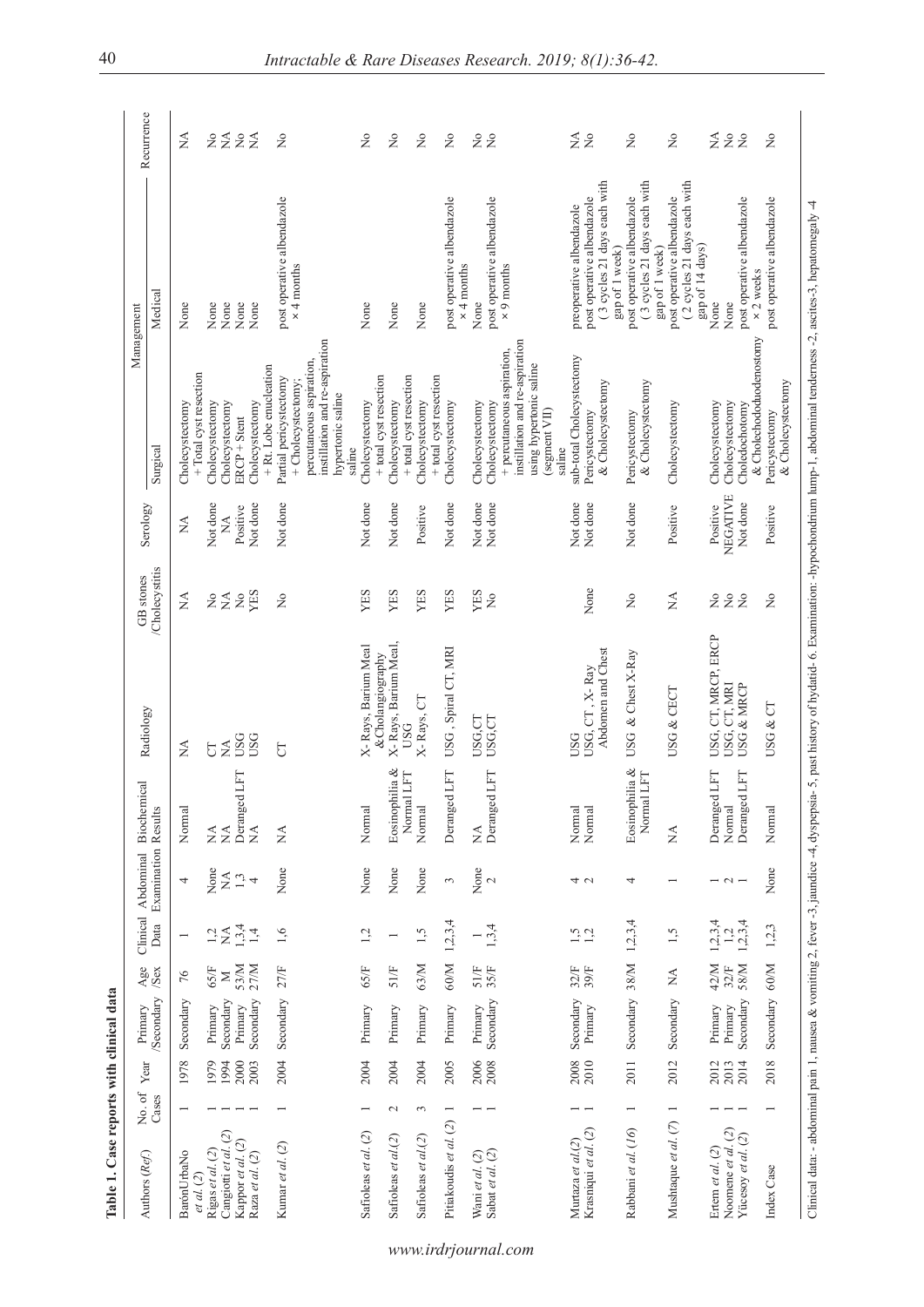**Table 1. Case reports with clinical data**

| Authors (Ref.) | No. of Cases | Year | Primary /Secondary | Age /Sex | Clinical Data | Abdominal Examination | Biochemical Results | Radiology | GB stones /Cholecystitis | Serology | Management | | Recurrence |
|---|---|---|---|---|---|---|---|---|---|---|---|---|---|
| | | | | | | | | | | | Surgical | Medical | |
| BaronUrbaNo et al. (2) | 1 | 1978 | Secondary | 76 | 1 | 4 | Normal | NA | NA | NA | Cholecystectomy + Total cyst resection | None | NA |
| Rigas et al. (2) | 1 | 1979 | Primary | 65/F | 1,2 | None | NA | CT | No | Not done | Cholecystectomy | None | No |
| Cangiotti et al. (2) | 1 | 1994 | Secondary | M | NA | NA | NA | NA | NA | NA | Cholecystectomy | None | NA |
| Kappor et al. (2) | 1 | 2000 | Primary | 53/M | 1,3,4 | 1,3 | Deranged LFT | USG | No | Positive | ERCP + Stent | None | No |
| Raza et al. (2) | 1 | 2003 | Secondary | 27/M | 1,4 | 4 | NA | USG | YES | Not done | Cholecystectomy + Rt. Lobe enucleation | None | NA |
| Kumar et al. (2) | 1 | 2004 | Secondary | 27/F | 1,6 | None | NA | CT | No | Not done | Partial pericystectomy + Cholecystectomy; percutaneous aspiration, instillation and re-aspiration hypertonic saline saline | post operative albendazole × 4 months | No |
| Safioleas et al. (2) | 1 | 2004 | Primary | 65/F | 1,2 | None | Normal | X- Rays, Barium Meal & Cholangiography | YES | Not done | Cholecystectomy + total cyst resection | None | No |
| Safioleas et al.(2) | 2 | 2004 | Primary | 51/F | 1 | None | Eosinophilia & Normal LFT | X- Rays, Barium Meal, USG | YES | Not done | Cholecystectomy + total cyst resection | None | No |
| Safioleas et al.(2) | 3 | 2004 | Primary | 63/M | 1,5 | None | Normal | X- Rays, CT | YES | Positive | Cholecystectomy + total cyst resection | None | No |
| Pitiakoudis et al. (2) | 1 | 2005 | Primary | 60/M | 1,2,3,4 | 3 | Deranged LFT | USG , Spiral CT, MRI | YES | Not done | Cholecystectomy | post operative albendazole × 4 months | No |
| Wani et al. (2) | 1 | 2006 | Primary | 51/F | 1 | None | NA | USG,CT | YES | Not done | Cholecystectomy | None | No |
| Sabat et al. (2) | 1 | 2008 | Secondary | 35/F | 1,3,4 | 2 | Deranged LFT | USG,CT | No | Not done | Cholecystectomy + percutaneous aspiration, instillation and re-aspiration using hypertonic saline (segment VII) saline | post operative albendazole × 9 months | No |
| Murtaza et al.(2) | 1 | 2008 | Secondary | 32/F | 1,5 | 4 | Normal | USG | | Not done | sub-total Cholecystectomy | preoperative albendazole | NA |
| Krasniqui et al. (2) | 1 | 2010 | Primary | 39/F | 1,2 | 2 | Normal | USG, CT , X- Ray Abdomen and Chest | None | Not done | Pericystectomy & Cholecystectomy | post operative albendazole (3 cycles 21 days each with gap of 1 week) | No |
| Rabbani et al. (16) | 1 | 2011 | Secondary | 38/M | 1,2,3,4 | 4 | Eosinophilia & Normal LFT | USG & Chest X-Ray | No | Not done | Pericystectomy & Cholecystectomy | post operative albendazole (3 cycles 21 days each with gap of 1 week) | No |
| Mushtaque et al. (7) | 1 | 2012 | Secondary | NA | 1,5 | 1 | NA | USG & CECT | NA | Positive | Cholecystectomy | post operative albendazole (2 cycles 21 days each with gap of 14 days) | No |
| Ertem et al. (2) | 1 | 2012 | Primary | 42/M | 1,2,3,4 | 1 | Deranged LFT | USG, CT, MRCP, ERCP | No | Positive | Cholecystectomy | None | NA |
| Noomene et al. (2) | 1 | 2013 | Primary | 32/F | 1,2 | 2 | Normal | USG, CT, MRI | No | NEGATIVE | Cholecystectomy | None | No |
| Yücesoy et al. (2) | 1 | 2014 | Secondary | 58/M | 1,2,3,4 | 1 | Deranged LFT | USG & MRCP | No | Not done | Choledochotomy & Cholechododuodenostomy | post operative albendazole × 2 weeks | No |
| Index Case | 1 | 2018 | Secondary | 60/M | 1,2,3 | None | Normal | USG & CT | No | Positive | Pericystectomy & Cholecystectomy | post operative albendazole | No |

Clinical data: - abdominal pain 1, nausea & vomiting 2, fever -3, jaundice -4, dyspepsia- 5, past history of hydatid- 6. Examination: -hypochondrium lump-1, abdominal tenderness -2, ascites-3, hepatomegaly -4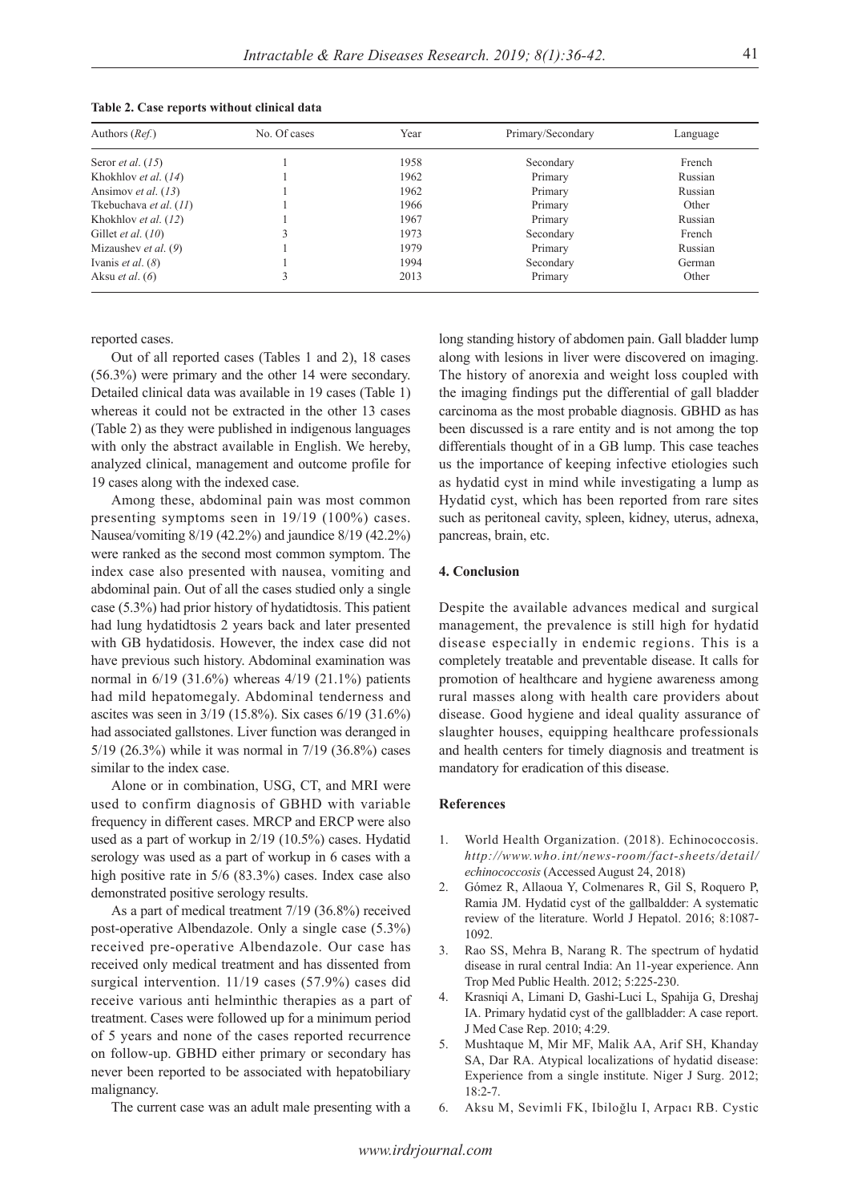**Table 2. Case reports without clinical data**

| Authors (*Ref.*) | No. Of cases | Year | Primary/Secondary | Language |
|---|---|---|---|---|
| Seror *et al.* (*15*) | 1 | 1958 | Secondary | French |
| Khokhlov *et al.* (*14*) | 1 | 1962 | Primary | Russian |
| Ansimov *et al.* (*13*) | 1 | 1962 | Primary | Russian |
| Tkebuchava *et al.* (*11*) | 1 | 1966 | Primary | Other |
| Khokhlov *et al.* (*12*) | 1 | 1967 | Primary | Russian |
| Gillet *et al.* (*10*) | 3 | 1973 | Secondary | French |
| Mizaushev *et al.* (*9*) | 1 | 1979 | Primary | Russian |
| Ivanis *et al.* (*8*) | 1 | 1994 | Secondary | German |
| Aksu *et al.* (*6*) | 3 | 2013 | Primary | Other |

reported cases.

Out of all reported cases (Tables 1 and 2), 18 cases (56.3%) were primary and the other 14 were secondary. Detailed clinical data was available in 19 cases (Table 1) whereas it could not be extracted in the other 13 cases (Table 2) as they were published in indigenous languages with only the abstract available in English. We hereby, analyzed clinical, management and outcome profile for 19 cases along with the indexed case.

Among these, abdominal pain was most common presenting symptoms seen in 19/19 (100%) cases. Nausea/vomiting 8/19 (42.2%) and jaundice 8/19 (42.2%) were ranked as the second most common symptom. The index case also presented with nausea, vomiting and abdominal pain. Out of all the cases studied only a single case (5.3%) had prior history of hydatidtosis. This patient had lung hydatidtosis 2 years back and later presented with GB hydatidosis. However, the index case did not have previous such history. Abdominal examination was normal in 6/19 (31.6%) whereas 4/19 (21.1%) patients had mild hepatomegaly. Abdominal tenderness and ascites was seen in 3/19 (15.8%). Six cases 6/19 (31.6%) had associated gallstones. Liver function was deranged in 5/19 (26.3%) while it was normal in 7/19 (36.8%) cases similar to the index case.

Alone or in combination, USG, CT, and MRI were used to confirm diagnosis of GBHD with variable frequency in different cases. MRCP and ERCP were also used as a part of workup in 2/19 (10.5%) cases. Hydatid serology was used as a part of workup in 6 cases with a high positive rate in 5/6 (83.3%) cases. Index case also demonstrated positive serology results.

As a part of medical treatment 7/19 (36.8%) received post-operative Albendazole. Only a single case (5.3%) received pre-operative Albendazole. Our case has received only medical treatment and has dissented from surgical intervention. 11/19 cases (57.9%) cases did receive various anti helminthic therapies as a part of treatment. Cases were followed up for a minimum period of 5 years and none of the cases reported recurrence on follow-up. GBHD either primary or secondary has never been reported to be associated with hepatobiliary malignancy.

The current case was an adult male presenting with a long standing history of abdomen pain. Gall bladder lump along with lesions in liver were discovered on imaging. The history of anorexia and weight loss coupled with the imaging findings put the differential of gall bladder carcinoma as the most probable diagnosis. GBHD as has been discussed is a rare entity and is not among the top differentials thought of in a GB lump. This case teaches us the importance of keeping infective etiologies such as hydatid cyst in mind while investigating a lump as Hydatid cyst, which has been reported from rare sites such as peritoneal cavity, spleen, kidney, uterus, adnexa, pancreas, brain, etc.

## 4. Conclusion

Despite the available advances medical and surgical management, the prevalence is still high for hydatid disease especially in endemic regions. This is a completely treatable and preventable disease. It calls for promotion of healthcare and hygiene awareness among rural masses along with health care providers about disease. Good hygiene and ideal quality assurance of slaughter houses, equipping healthcare professionals and health centers for timely diagnosis and treatment is mandatory for eradication of this disease.

## References

1. World Health Organization. (2018). Echinococcosis. *http://www.who.int/news-room/fact-sheets/detail/echinococcosis* (Accessed August 24, 2018)
2. Gómez R, Allaoua Y, Colmenares R, Gil S, Roquero P, Ramia JM. Hydatid cyst of the gallbladder: A systematic review of the literature. World J Hepatol. 2016; 8:1087-1092.
3. Rao SS, Mehra B, Narang R. The spectrum of hydatid disease in rural central India: An 11-year experience. Ann Trop Med Public Health. 2012; 5:225-230.
4. Krasniqi A, Limani D, Gashi-Luci L, Spahija G, Dreshaj IA. Primary hydatid cyst of the gallbladder: A case report. J Med Case Rep. 2010; 4:29.
5. Mushtaque M, Mir MF, Malik AA, Arif SH, Khanday SA, Dar RA. Atypical localizations of hydatid disease: Experience from a single institute. Niger J Surg. 2012; 18:2-7.
6. Aksu M, Sevimli FK, Ibiloğlu I, Arpacı RB. Cystic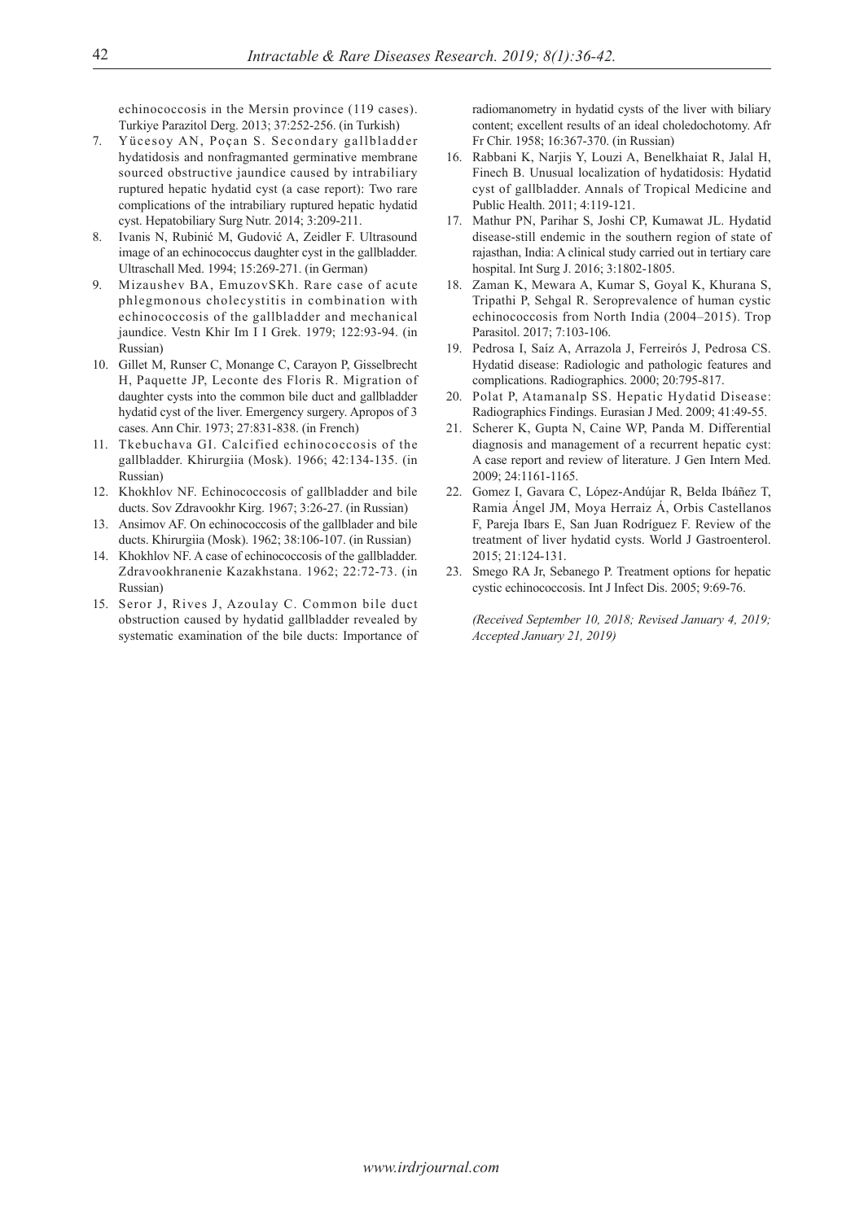echinococcosis in the Mersin province (119 cases). Turkiye Parazitol Derg. 2013; 37:252-256. (in Turkish)

7. Yücesoy AN, Poçan S. Secondary gallbladder hydatidosis and nonfragmanted germinative membrane sourced obstructive jaundice caused by intrabiliary ruptured hepatic hydatid cyst (a case report): Two rare complications of the intrabiliary ruptured hepatic hydatid cyst. Hepatobiliary Surg Nutr. 2014; 3:209-211.
8. Ivanis N, Rubinić M, Gudović A, Zeidler F. Ultrasound image of an echinococcus daughter cyst in the gallbladder. Ultraschall Med. 1994; 15:269-271. (in German)
9. Mizaushev BA, EmuzovSKh. Rare case of acute phlegmonous cholecystitis in combination with echinococcosis of the gallbladder and mechanical jaundice. Vestn Khir Im I I Grek. 1979; 122:93-94. (in Russian)
10. Gillet M, Runser C, Monange C, Carayon P, Gisselbrecht H, Paquette JP, Leconte des Floris R. Migration of daughter cysts into the common bile duct and gallbladder hydatid cyst of the liver. Emergency surgery. Apropos of 3 cases. Ann Chir. 1973; 27:831-838. (in French)
11. Tkebuchava GI. Calcified echinococcosis of the gallbladder. Khirurgiia (Mosk). 1966; 42:134-135. (in Russian)
12. Khokhlov NF. Echinococcosis of gallbladder and bile ducts. Sov Zdravookhr Kirg. 1967; 3:26-27. (in Russian)
13. Ansimov AF. On echinococcosis of the gallblader and bile ducts. Khirurgiia (Mosk). 1962; 38:106-107. (in Russian)
14. Khokhlov NF. A case of echinococcosis of the gallbladder. Zdravookhranenie Kazakhstana. 1962; 22:72-73. (in Russian)
15. Seror J, Rives J, Azoulay C. Common bile duct obstruction caused by hydatid gallbladder revealed by systematic examination of the bile ducts: Importance of radiomanometry in hydatid cysts of the liver with biliary content; excellent results of an ideal choledochotomy. Afr Fr Chir. 1958; 16:367-370. (in Russian)
16. Rabbani K, Narjis Y, Louzi A, Benelkhaiat R, Jalal H, Finech B. Unusual localization of hydatidosis: Hydatid cyst of gallbladder. Annals of Tropical Medicine and Public Health. 2011; 4:119-121.
17. Mathur PN, Parihar S, Joshi CP, Kumawat JL. Hydatid disease-still endemic in the southern region of state of rajasthan, India: A clinical study carried out in tertiary care hospital. Int Surg J. 2016; 3:1802-1805.
18. Zaman K, Mewara A, Kumar S, Goyal K, Khurana S, Tripathi P, Sehgal R. Seroprevalence of human cystic echinococcosis from North India (2004–2015). Trop Parasitol. 2017; 7:103-106.
19. Pedrosa I, Saíz A, Arrazola J, Ferreirós J, Pedrosa CS. Hydatid disease: Radiologic and pathologic features and complications. Radiographics. 2000; 20:795-817.
20. Polat P, Atamanalp SS. Hepatic Hydatid Disease: Radiographics Findings. Eurasian J Med. 2009; 41:49-55.
21. Scherer K, Gupta N, Caine WP, Panda M. Differential diagnosis and management of a recurrent hepatic cyst: A case report and review of literature. J Gen Intern Med. 2009; 24:1161-1165.
22. Gomez I, Gavara C, López-Andújar R, Belda Ibáñez T, Ramia Ángel JM, Moya Herraiz Á, Orbis Castellanos F, Pareja Ibars E, San Juan Rodríguez F. Review of the treatment of liver hydatid cysts. World J Gastroenterol. 2015; 21:124-131.
23. Smego RA Jr, Sebanego P. Treatment options for hepatic cystic echinococcosis. Int J Infect Dis. 2005; 9:69-76.

*(Received September 10, 2018; Revised January 4, 2019; Accepted January 21, 2019)*